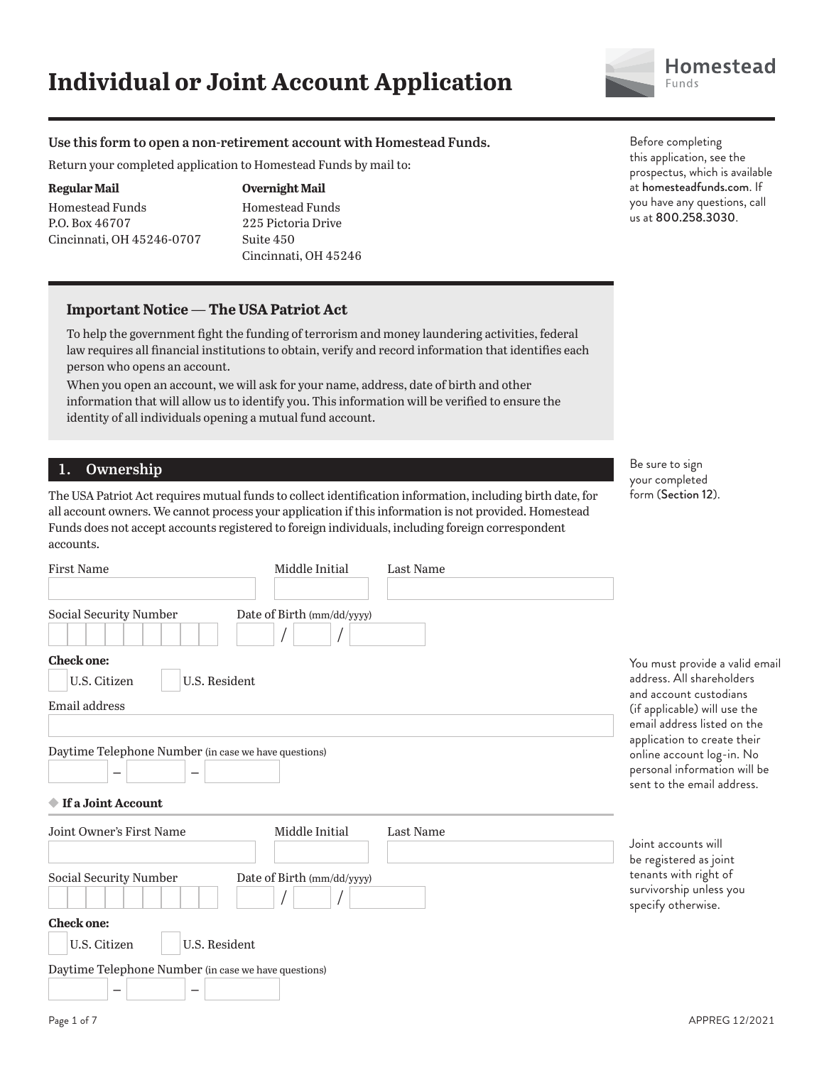# Individual or Joint Account Application

Homestead Funds

**Use this form to open a non-retirement account with Homestead Funds.**

Return your completed application to Homestead Funds by mail to:

**Regular Mail**
Homestead Funds
P.O. Box 46707
Cincinnati, OH 45246-0707

**Overnight Mail**
Homestead Funds
225 Pictoria Drive
Suite 450
Cincinnati, OH 45246

Before completing this application, see the prospectus, which is available at homesteadfunds.com. If you have any questions, call us at 800.258.3030.

### Important Notice — The USA Patriot Act

To help the government fight the funding of terrorism and money laundering activities, federal law requires all financial institutions to obtain, verify and record information that identifies each person who opens an account.

When you open an account, we will ask for your name, address, date of birth and other information that will allow us to identify you. This information will be verified to ensure the identity of all individuals opening a mutual fund account.

## 1. Ownership

Be sure to sign your completed form (**Section 12**).

The USA Patriot Act requires mutual funds to collect identification information, including birth date, for all account owners. We cannot process your application if this information is not provided. Homestead Funds does not accept accounts registered to foreign individuals, including foreign correspondent accounts.

First Name ______ Middle Initial ______ Last Name ______

Social Security Number ______ Date of Birth (mm/dd/yyyy) ____ / ____ / ______

**Check one:**

☐ U.S. Citizen ☐ U.S. Resident

Email address ______

You must provide a valid email address. All shareholders and account custodians (if applicable) will use the email address listed on the application to create their online account log-in. No personal information will be sent to the email address.

Daytime Telephone Number (in case we have questions) ______ – ______ – ______

### ◆ If a Joint Account

Joint accounts will be registered as joint tenants with right of survivorship unless you specify otherwise.

Joint Owner's First Name ______ Middle Initial ______ Last Name ______

Social Security Number ______ Date of Birth (mm/dd/yyyy) ____ / ____ / ______

**Check one:**

☐ U.S. Citizen ☐ U.S. Resident

Daytime Telephone Number (in case we have questions) ______ – ______ – ______

APPREG 12/2021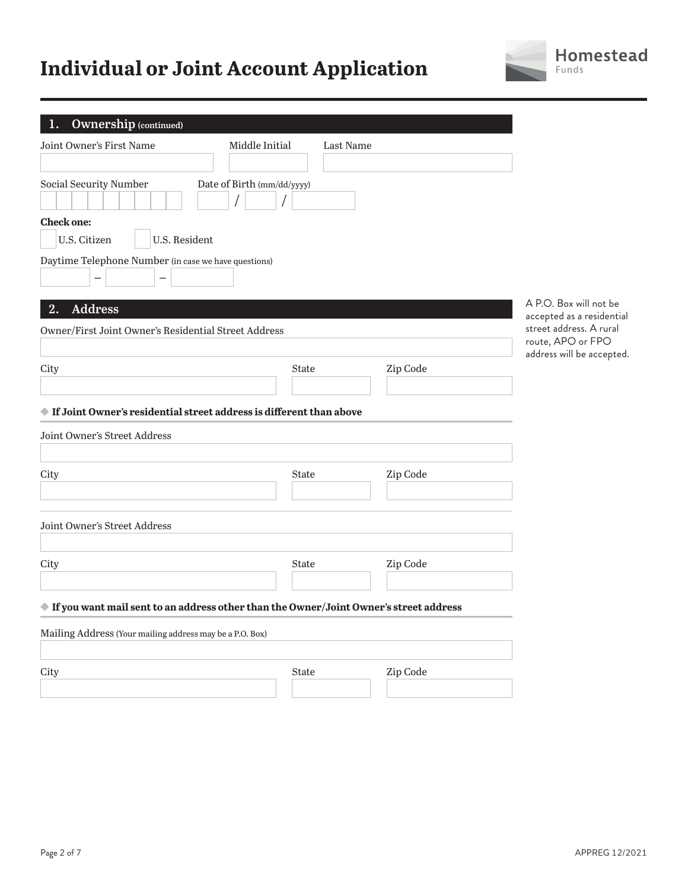# Individual or Joint Account Application

Homestead Funds

## 1. Ownership (continued)

Joint Owner's First Name

Middle Initial

Last Name

Social Security Number

Date of Birth (mm/dd/yyyy)

/ /

**Check one:**

- U.S. Citizen
- U.S. Resident

Daytime Telephone Number (in case we have questions)

– –

## 2. Address

A P.O. Box will not be accepted as a residential street address. A rural route, APO or FPO address will be accepted.

Owner/First Joint Owner's Residential Street Address

City

State

Zip Code

◆ **If Joint Owner's residential street address is different than above**

Joint Owner's Street Address

City

State

Zip Code

Joint Owner's Street Address

City

State

Zip Code

◆ **If you want mail sent to an address other than the Owner/Joint Owner's street address**

Mailing Address (Your mailing address may be a P.O. Box)

City

State

Zip Code

APPREG 12/2021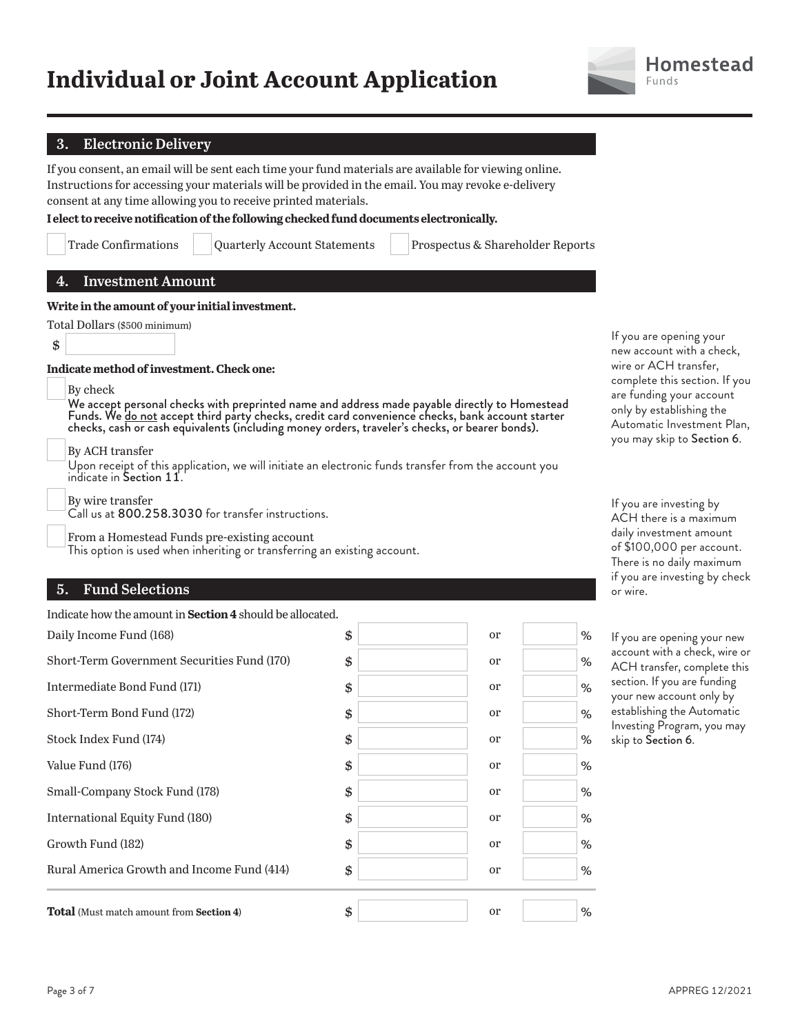# Individual or Joint Account Application

Homestead Funds

## 3. Electronic Delivery

If you consent, an email will be sent each time your fund materials are available for viewing online. Instructions for accessing your materials will be provided in the email. You may revoke e-delivery consent at any time allowing you to receive printed materials.

**I elect to receive notification of the following checked fund documents electronically.**

☐ Trade Confirmations ☐ Quarterly Account Statements ☐ Prospectus & Shareholder Reports

## 4. Investment Amount

If you are opening your new account with a check, wire or ACH transfer, complete this section. If you are funding your account only by establishing the Automatic Investment Plan, you may skip to Section 6.

**Write in the amount of your initial investment.**

Total Dollars ($500 minimum)

$ ____________

**Indicate method of investment. Check one:**

☐ By check
We accept personal checks with preprinted name and address made payable directly to Homestead Funds. We do not accept third party checks, credit card convenience checks, bank account starter checks, cash or cash equivalents (including money orders, traveler's checks, or bearer bonds).

☐ By ACH transfer
Upon receipt of this application, we will initiate an electronic funds transfer from the account you indicate in Section 11.

☐ By wire transfer
Call us at 800.258.3030 for transfer instructions.

☐ From a Homestead Funds pre-existing account
This option is used when inheriting or transferring an existing account.

If you are investing by ACH there is a maximum daily investment amount of $100,000 per account. There is no daily maximum if you are investing by check or wire.

## 5. Fund Selections

If you are opening your new account with a check, wire or ACH transfer, complete this section. If you are funding your new account only by establishing the Automatic Investing Program, you may skip to Section 6.

Indicate how the amount in **Section 4** should be allocated.

| Fund | $ | or | % |
|---|---|---|---|
| Daily Income Fund (168) | $ | or | % |
| Short-Term Government Securities Fund (170) | $ | or | % |
| Intermediate Bond Fund (171) | $ | or | % |
| Short-Term Bond Fund (172) | $ | or | % |
| Stock Index Fund (174) | $ | or | % |
| Value Fund (176) | $ | or | % |
| Small-Company Stock Fund (178) | $ | or | % |
| International Equity Fund (180) | $ | or | % |
| Growth Fund (182) | $ | or | % |
| Rural America Growth and Income Fund (414) | $ | or | % |
| **Total** (Must match amount from **Section 4**) | $ | or | % |

APPREG 12/2021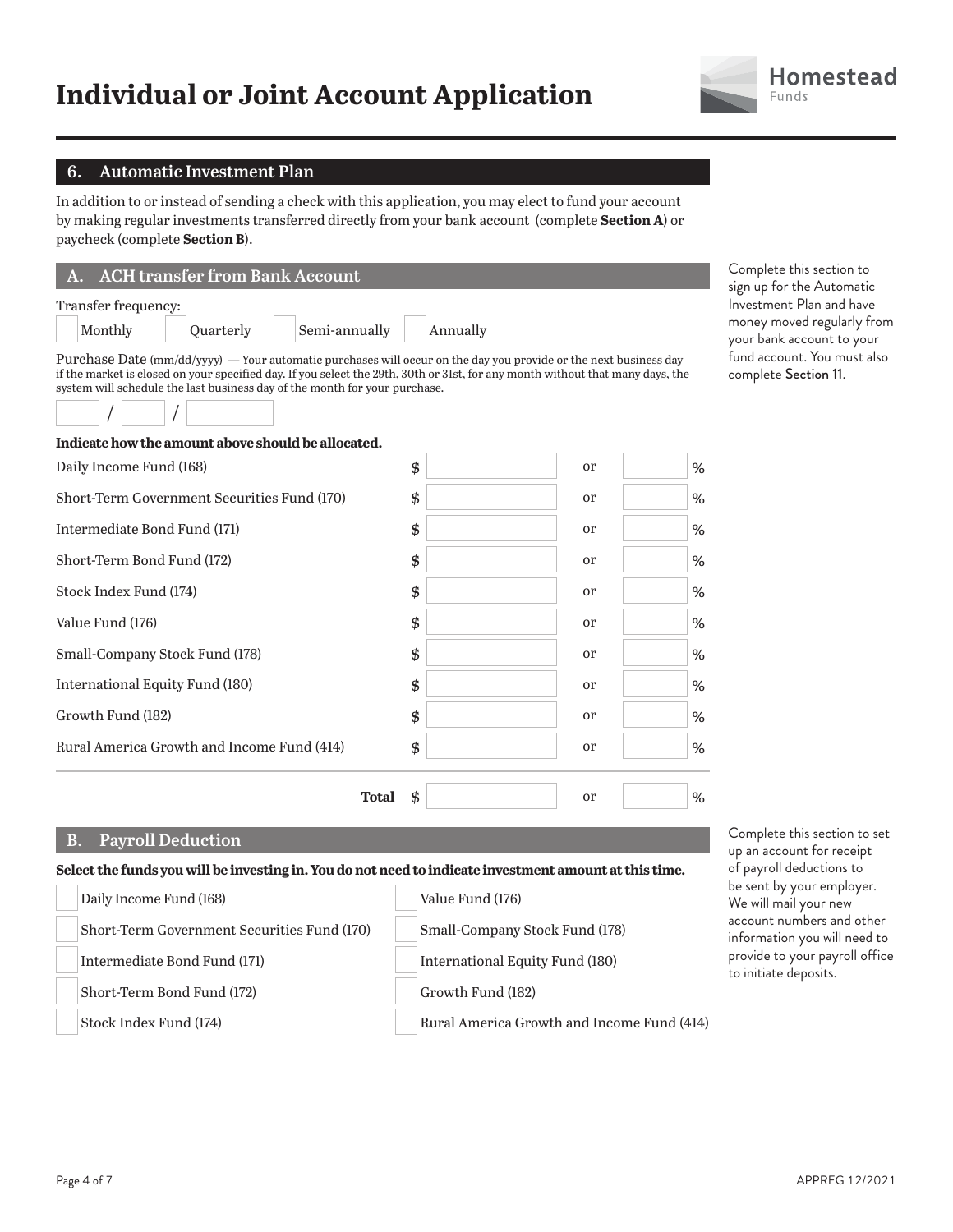# Individual or Joint Account Application

Homestead Funds

## 6. Automatic Investment Plan

In addition to or instead of sending a check with this application, you may elect to fund your account by making regular investments transferred directly from your bank account (complete **Section A**) or paycheck (complete **Section B**).

### A. ACH transfer from Bank Account

Complete this section to sign up for the Automatic Investment Plan and have money moved regularly from your bank account to your fund account. You must also complete Section 11.

Transfer frequency:

- [ ] Monthly
- [ ] Quarterly
- [ ] Semi-annually
- [ ] Annually

Purchase Date (mm/dd/yyyy) — Your automatic purchases will occur on the day you provide or the next business day if the market is closed on your specified day. If you select the 29th, 30th or 31st, for any month without that many days, the system will schedule the last business day of the month for your purchase.

\_\_\_ / \_\_\_ / \_\_\_\_\_

**Indicate how the amount above should be allocated.**

| Fund | $ | | or | % |
|---|---|---|---|---|
| Daily Income Fund (168) | $ | | or | % |
| Short-Term Government Securities Fund (170) | $ | | or | % |
| Intermediate Bond Fund (171) | $ | | or | % |
| Short-Term Bond Fund (172) | $ | | or | % |
| Stock Index Fund (174) | $ | | or | % |
| Value Fund (176) | $ | | or | % |
| Small-Company Stock Fund (178) | $ | | or | % |
| International Equity Fund (180) | $ | | or | % |
| Growth Fund (182) | $ | | or | % |
| Rural America Growth and Income Fund (414) | $ | | or | % |
| **Total** | $ | | or | % |

### B. Payroll Deduction

Complete this section to set up an account for receipt of payroll deductions to be sent by your employer. We will mail your new account numbers and other information you will need to provide to your payroll office to initiate deposits.

**Select the funds you will be investing in. You do not need to indicate investment amount at this time.**

- [ ] Daily Income Fund (168)
- [ ] Short-Term Government Securities Fund (170)
- [ ] Intermediate Bond Fund (171)
- [ ] Short-Term Bond Fund (172)
- [ ] Stock Index Fund (174)
- [ ] Value Fund (176)
- [ ] Small-Company Stock Fund (178)
- [ ] International Equity Fund (180)
- [ ] Growth Fund (182)
- [ ] Rural America Growth and Income Fund (414)

APPREG 12/2021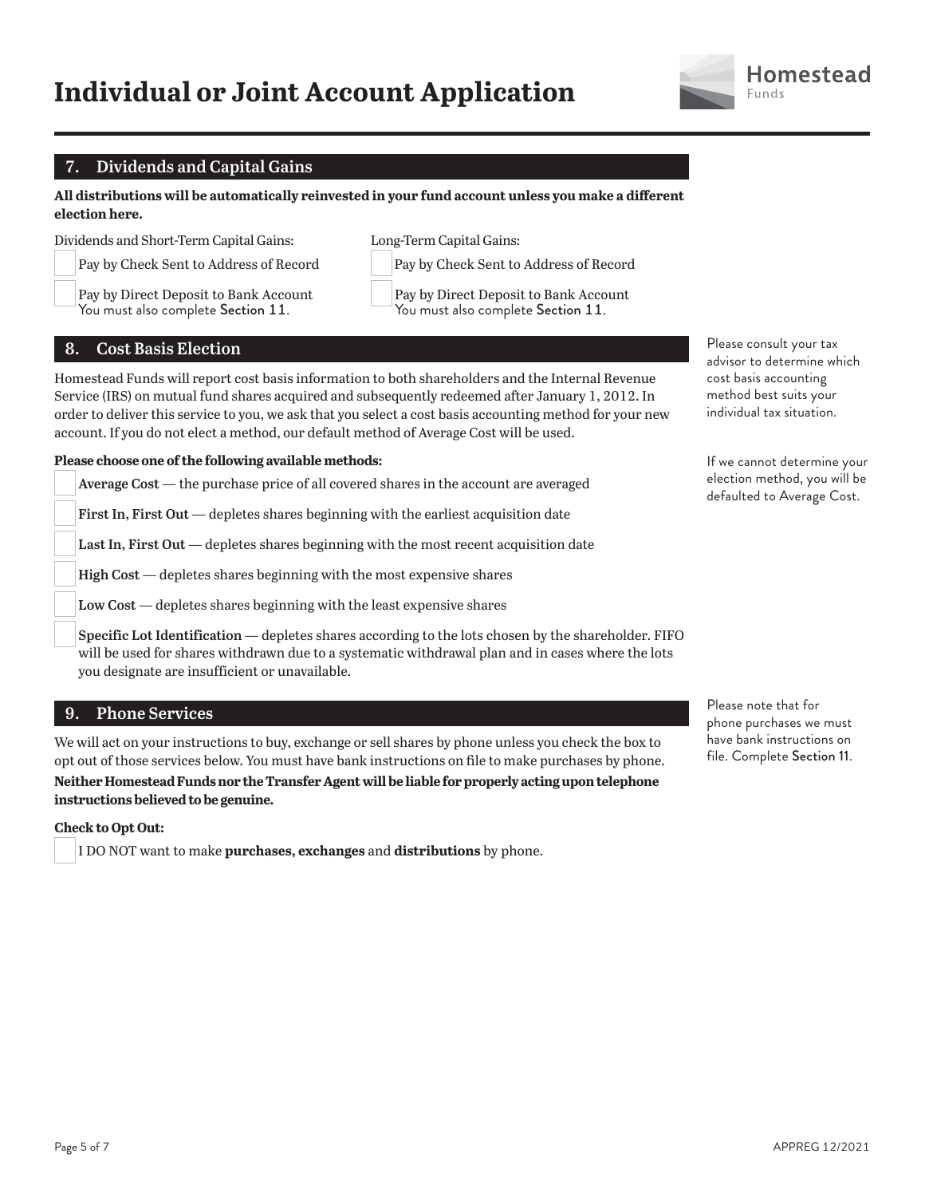# Individual or Joint Account Application

## 7. Dividends and Capital Gains

**All distributions will be automatically reinvested in your fund account unless you make a different election here.**

Dividends and Short-Term Capital Gains:

- ☐ Pay by Check Sent to Address of Record
- ☐ Pay by Direct Deposit to Bank Account
  You must also complete Section 11.

Long-Term Capital Gains:

- ☐ Pay by Check Sent to Address of Record
- ☐ Pay by Direct Deposit to Bank Account
  You must also complete Section 11.

## 8. Cost Basis Election

Homestead Funds will report cost basis information to both shareholders and the Internal Revenue Service (IRS) on mutual fund shares acquired and subsequently redeemed after January 1, 2012. In order to deliver this service to you, we ask that you select a cost basis accounting method for your new account. If you do not elect a method, our default method of Average Cost will be used.

Please consult your tax advisor to determine which cost basis accounting method best suits your individual tax situation.

**Please choose one of the following available methods:**

- ☐ **Average Cost** — the purchase price of all covered shares in the account are averaged
- ☐ **First In, First Out** — depletes shares beginning with the earliest acquisition date
- ☐ **Last In, First Out** — depletes shares beginning with the most recent acquisition date
- ☐ **High Cost** — depletes shares beginning with the most expensive shares
- ☐ **Low Cost** — depletes shares beginning with the least expensive shares
- ☐ **Specific Lot Identification** — depletes shares according to the lots chosen by the shareholder. FIFO will be used for shares withdrawn due to a systematic withdrawal plan and in cases where the lots you designate are insufficient or unavailable.

If we cannot determine your election method, you will be defaulted to Average Cost.

## 9. Phone Services

We will act on your instructions to buy, exchange or sell shares by phone unless you check the box to opt out of those services below. You must have bank instructions on file to make purchases by phone.

**Neither Homestead Funds nor the Transfer Agent will be liable for properly acting upon telephone instructions believed to be genuine.**

Please note that for phone purchases we must have bank instructions on file. Complete Section 11.

**Check to Opt Out:**

- ☐ I DO NOT want to make **purchases, exchanges** and **distributions** by phone.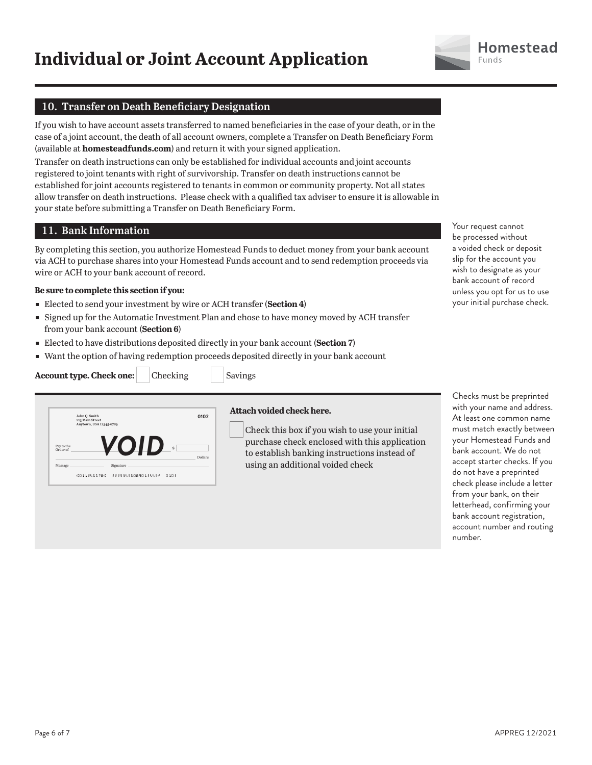# Individual or Joint Account Application

Homestead Funds

## 10. Transfer on Death Beneficiary Designation

If you wish to have account assets transferred to named beneficiaries in the case of your death, or in the case of a joint account, the death of all account owners, complete a Transfer on Death Beneficiary Form (available at **homesteadfunds.com**) and return it with your signed application.

Transfer on death instructions can only be established for individual accounts and joint accounts registered to joint tenants with right of survivorship. Transfer on death instructions cannot be established for joint accounts registered to tenants in common or community property. Not all states allow transfer on death instructions. Please check with a qualified tax adviser to ensure it is allowable in your state before submitting a Transfer on Death Beneficiary Form.

## 11. Bank Information

By completing this section, you authorize Homestead Funds to deduct money from your bank account via ACH to purchase shares into your Homestead Funds account and to send redemption proceeds via wire or ACH to your bank account of record.

Your request cannot be processed without a voided check or deposit slip for the account you wish to designate as your bank account of record unless you opt for us to use your initial purchase check.

**Be sure to complete this section if you:**

- Elected to send your investment by wire or ACH transfer (**Section 4**)
- Signed up for the Automatic Investment Plan and chose to have money moved by ACH transfer from your bank account (**Section 6**)
- Elected to have distributions deposited directly in your bank account (**Section 7**)
- Want the option of having redemption proceeds deposited directly in your bank account

**Account type. Check one:** ☐ Checking ☐ Savings

John Q. Smith
123 Main Street
Anytown, USA 12345-6789
0102
Pay to the Order of ______ VOID $ ______ Dollars
Message ______ Signature ______

**Attach voided check here.**

☐ Check this box if you wish to use your initial purchase check enclosed with this application to establish banking instructions instead of using an additional voided check

Checks must be preprinted with your name and address. At least one common name must match exactly between your Homestead Funds and bank account. We do not accept starter checks. If you do not have a preprinted check please include a letter from your bank, on their letterhead, confirming your bank account registration, account number and routing number.

APPREG 12/2021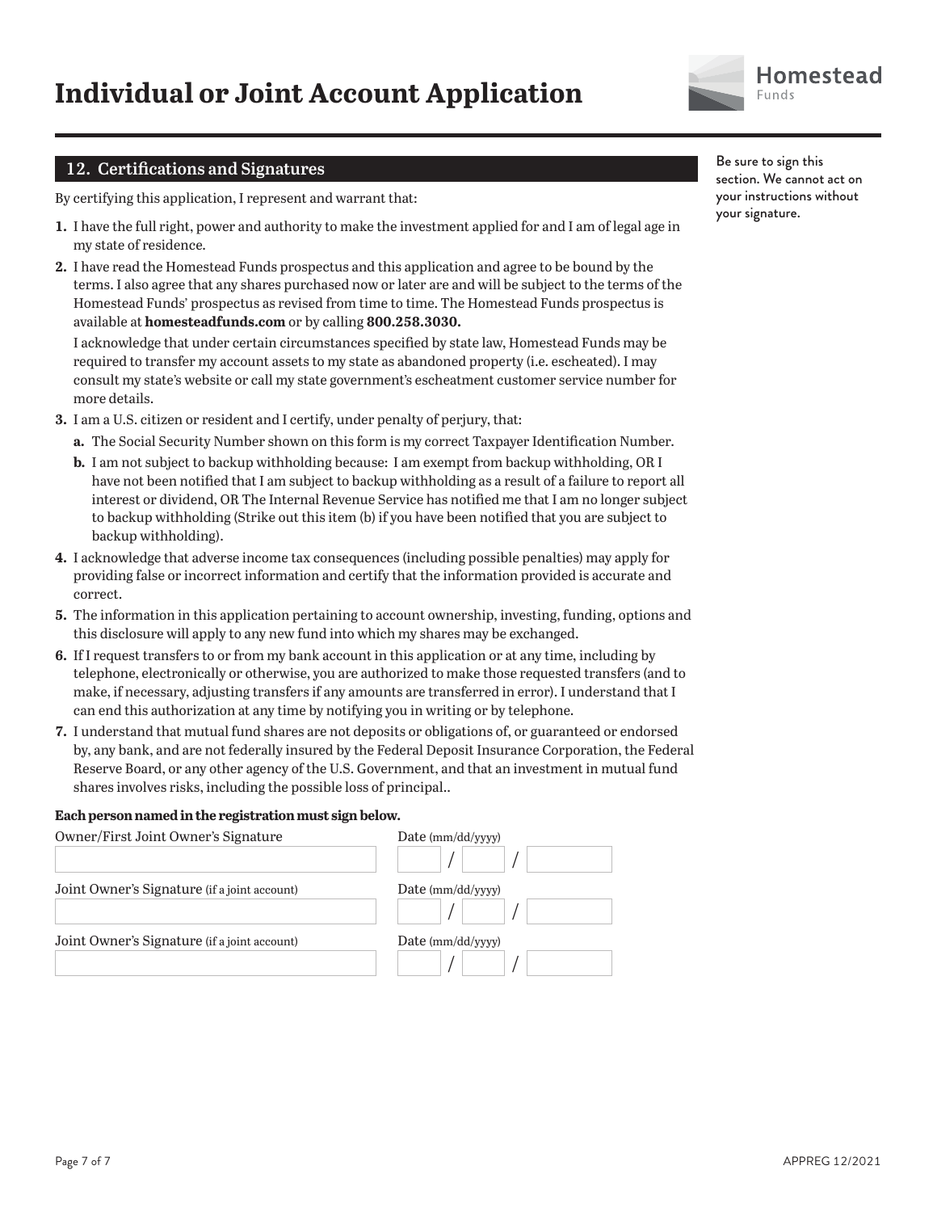# Individual or Joint Account Application

## 12. Certifications and Signatures

Be sure to sign this section. We cannot act on your instructions without your signature.

By certifying this application, I represent and warrant that:

1. I have the full right, power and authority to make the investment applied for and I am of legal age in my state of residence.
2. I have read the Homestead Funds prospectus and this application and agree to be bound by the terms. I also agree that any shares purchased now or later are and will be subject to the terms of the Homestead Funds' prospectus as revised from time to time. The Homestead Funds prospectus is available at **homesteadfunds.com** or by calling **800.258.3030.**

   I acknowledge that under certain circumstances specified by state law, Homestead Funds may be required to transfer my account assets to my state as abandoned property (i.e. escheated). I may consult my state's website or call my state government's escheatment customer service number for more details.
3. I am a U.S. citizen or resident and I certify, under penalty of perjury, that:
   - **a.** The Social Security Number shown on this form is my correct Taxpayer Identification Number.
   - **b.** I am not subject to backup withholding because: I am exempt from backup withholding, OR I have not been notified that I am subject to backup withholding as a result of a failure to report all interest or dividend, OR The Internal Revenue Service has notified me that I am no longer subject to backup withholding (Strike out this item (b) if you have been notified that you are subject to backup withholding).
4. I acknowledge that adverse income tax consequences (including possible penalties) may apply for providing false or incorrect information and certify that the information provided is accurate and correct.
5. The information in this application pertaining to account ownership, investing, funding, options and this disclosure will apply to any new fund into which my shares may be exchanged.
6. If I request transfers to or from my bank account in this application or at any time, including by telephone, electronically or otherwise, you are authorized to make those requested transfers (and to make, if necessary, adjusting transfers if any amounts are transferred in error). I understand that I can end this authorization at any time by notifying you in writing or by telephone.
7. I understand that mutual fund shares are not deposits or obligations of, or guaranteed or endorsed by, any bank, and are not federally insured by the Federal Deposit Insurance Corporation, the Federal Reserve Board, or any other agency of the U.S. Government, and that an investment in mutual fund shares involves risks, including the possible loss of principal..

**Each person named in the registration must sign below.**

| Signature | Date (mm/dd/yyyy) |
|---|---|
| Owner/First Joint Owner's Signature | / / |
| Joint Owner's Signature (if a joint account) | / / |
| Joint Owner's Signature (if a joint account) | / / |

APPREG 12/2021